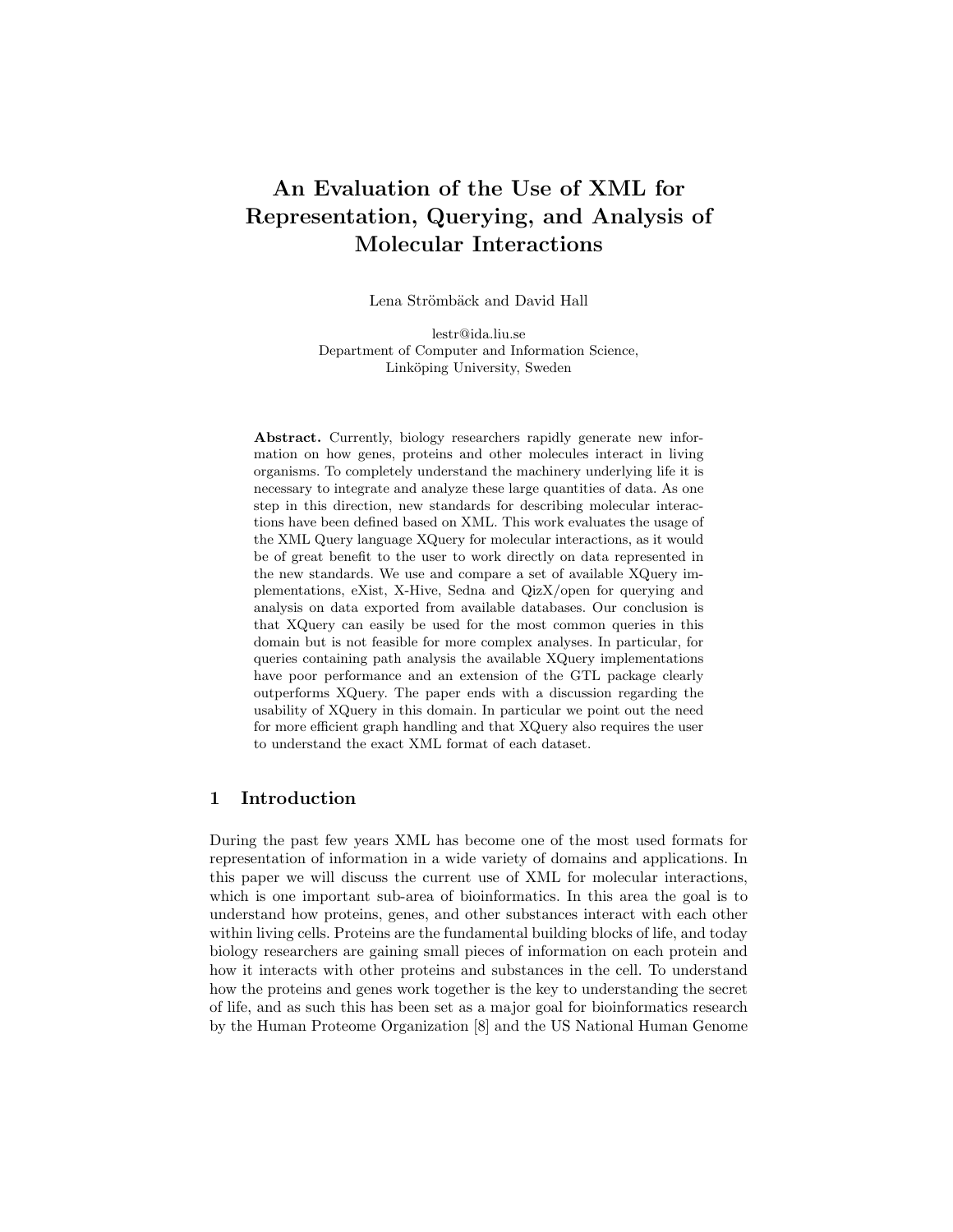# An Evaluation of the Use of XML for Representation, Querying, and Analysis of Molecular Interactions

Lena Strömbäck and David Hall

lestr@ida.liu.se
Department of Computer and Information Science,
Linköping University, Sweden

**Abstract.** Currently, biology researchers rapidly generate new information on how genes, proteins and other molecules interact in living organisms. To completely understand the machinery underlying life it is necessary to integrate and analyze these large quantities of data. As one step in this direction, new standards for describing molecular interactions have been defined based on XML. This work evaluates the usage of the XML Query language XQuery for molecular interactions, as it would be of great benefit to the user to work directly on data represented in the new standards. We use and compare a set of available XQuery implementations, eXist, X-Hive, Sedna and QizX/open for querying and analysis on data exported from available databases. Our conclusion is that XQuery can easily be used for the most common queries in this domain but is not feasible for more complex analyses. In particular, for queries containing path analysis the available XQuery implementations have poor performance and an extension of the GTL package clearly outperforms XQuery. The paper ends with a discussion regarding the usability of XQuery in this domain. In particular we point out the need for more efficient graph handling and that XQuery also requires the user to understand the exact XML format of each dataset.

## 1 Introduction

During the past few years XML has become one of the most used formats for representation of information in a wide variety of domains and applications. In this paper we will discuss the current use of XML for molecular interactions, which is one important sub-area of bioinformatics. In this area the goal is to understand how proteins, genes, and other substances interact with each other within living cells. Proteins are the fundamental building blocks of life, and today biology researchers are gaining small pieces of information on each protein and how it interacts with other proteins and substances in the cell. To understand how the proteins and genes work together is the key to understanding the secret of life, and as such this has been set as a major goal for bioinformatics research by the Human Proteome Organization [8] and the US National Human Genome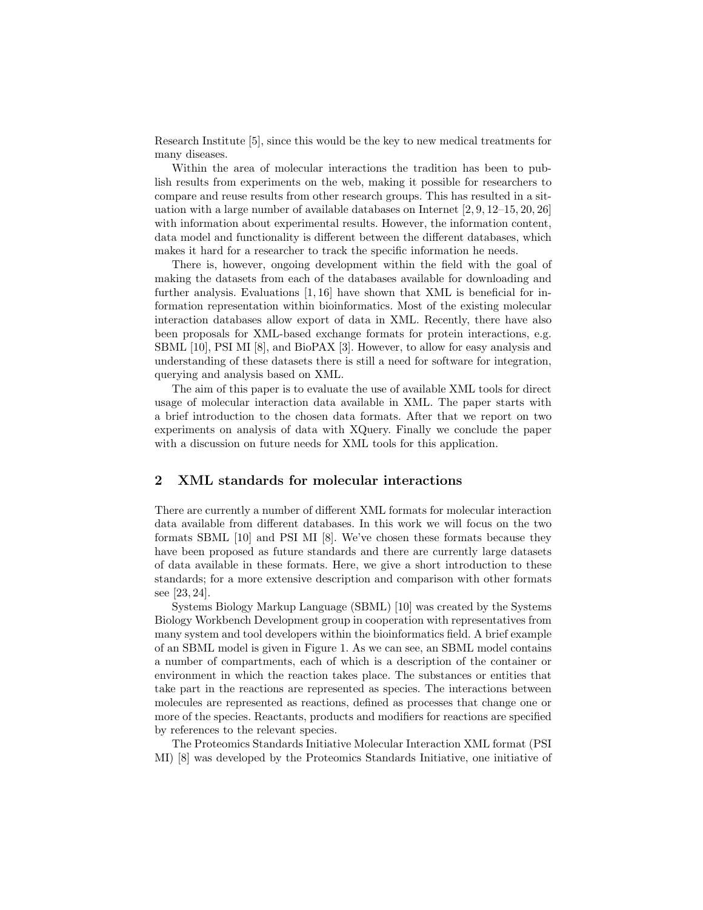Research Institute [5], since this would be the key to new medical treatments for many diseases.

Within the area of molecular interactions the tradition has been to publish results from experiments on the web, making it possible for researchers to compare and reuse results from other research groups. This has resulted in a situation with a large number of available databases on Internet [2, 9, 12–15, 20, 26] with information about experimental results. However, the information content, data model and functionality is different between the different databases, which makes it hard for a researcher to track the specific information he needs.

There is, however, ongoing development within the field with the goal of making the datasets from each of the databases available for downloading and further analysis. Evaluations [1, 16] have shown that XML is beneficial for information representation within bioinformatics. Most of the existing molecular interaction databases allow export of data in XML. Recently, there have also been proposals for XML-based exchange formats for protein interactions, e.g. SBML [10], PSI MI [8], and BioPAX [3]. However, to allow for easy analysis and understanding of these datasets there is still a need for software for integration, querying and analysis based on XML.

The aim of this paper is to evaluate the use of available XML tools for direct usage of molecular interaction data available in XML. The paper starts with a brief introduction to the chosen data formats. After that we report on two experiments on analysis of data with XQuery. Finally we conclude the paper with a discussion on future needs for XML tools for this application.

## 2 XML standards for molecular interactions

There are currently a number of different XML formats for molecular interaction data available from different databases. In this work we will focus on the two formats SBML [10] and PSI MI [8]. We've chosen these formats because they have been proposed as future standards and there are currently large datasets of data available in these formats. Here, we give a short introduction to these standards; for a more extensive description and comparison with other formats see [23, 24].

Systems Biology Markup Language (SBML) [10] was created by the Systems Biology Workbench Development group in cooperation with representatives from many system and tool developers within the bioinformatics field. A brief example of an SBML model is given in Figure 1. As we can see, an SBML model contains a number of compartments, each of which is a description of the container or environment in which the reaction takes place. The substances or entities that take part in the reactions are represented as species. The interactions between molecules are represented as reactions, defined as processes that change one or more of the species. Reactants, products and modifiers for reactions are specified by references to the relevant species.

The Proteomics Standards Initiative Molecular Interaction XML format (PSI MI) [8] was developed by the Proteomics Standards Initiative, one initiative of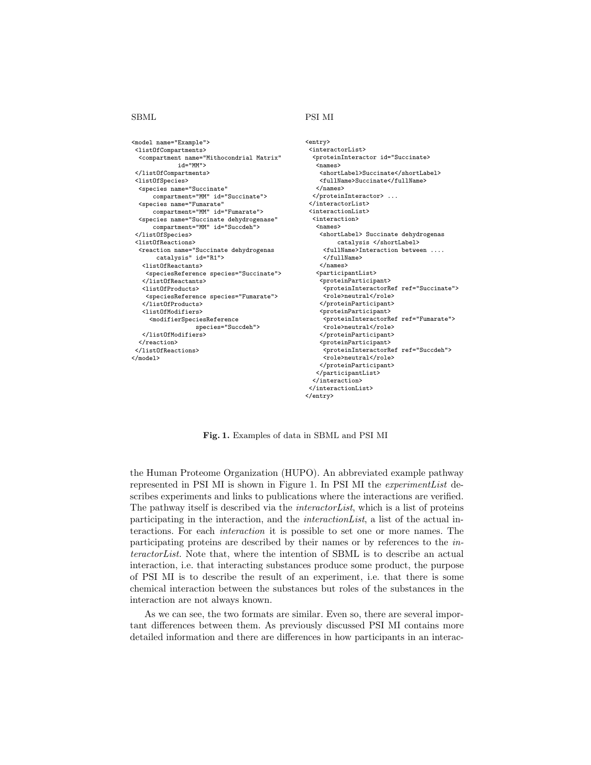SBML

```
<model name="Example">
 <listOfCompartments>
  <compartment name="Mithocondrial Matrix"
             id="MM">
 </listOfCompartments>
 <listOfSpecies>
  <species name="Succinate"
      compartment="MM" id="Succinate">
  <species name="Fumarate"
      compartment="MM" id="Fumarate">
  <species name="Succinate dehydrogenase"
      compartment="MM" id="Succdeh">
 </listOfSpecies>
 <listOfReactions>
  <reaction name="Succinate dehydrogenas
       catalysis" id="R1">
   <listOfReactants>
    <speciesReference species="Succinate">
   </listOfReactants>
   <listOfProducts>
    <speciesReference species="Fumarate">
   </listOfProducts>
   <listOfModifiers>
     <modifierSpeciesReference
                  species="Succdeh">
   </listOfModifiers>
  </reaction>
 </listOfReactions>
</model>
```

PSI MI

```
<entry>
 <interactorList>
  <proteinInteractor id="Succinate>
   <names>
    <shortLabel>Succinate</shortLabel>
    <fullName>Succinate</fullName>
   </names>
  </proteinInteractor> ...
 </interactorList>
 <interactionList>
  <interaction>
   <names>
    <shortLabel> Succinate dehydrogenas
         catalysis </shortLabel>
     <fullName>Interaction between ....
     </fullName>
    </names>
   <participantList>
    <proteinParticipant>
     <proteinInteractorRef ref="Succinate">
     <role>neutral</role>
    </proteinParticipant>
    <proteinParticipant>
     <proteinInteractorRef ref="Fumarate">
     <role>neutral</role>
    </proteinParticipant>
    <proteinParticipant>
     <proteinInteractorRef ref="Succdeh">
     <role>neutral</role>
    </proteinParticipant>
   </participantList>
  </interaction>
 </interactionList>
</entry>
```

**Fig. 1.** Examples of data in SBML and PSI MI

the Human Proteome Organization (HUPO). An abbreviated example pathway represented in PSI MI is shown in Figure 1. In PSI MI the *experimentList* describes experiments and links to publications where the interactions are verified. The pathway itself is described via the *interactorList*, which is a list of proteins participating in the interaction, and the *interactionList*, a list of the actual interactions. For each *interaction* it is possible to set one or more names. The participating proteins are described by their names or by references to the *interactorList*. Note that, where the intention of SBML is to describe an actual interaction, i.e. that interacting substances produce some product, the purpose of PSI MI is to describe the result of an experiment, i.e. that there is some chemical interaction between the substances but roles of the substances in the interaction are not always known.

As we can see, the two formats are similar. Even so, there are several important differences between them. As previously discussed PSI MI contains more detailed information and there are differences in how participants in an interac-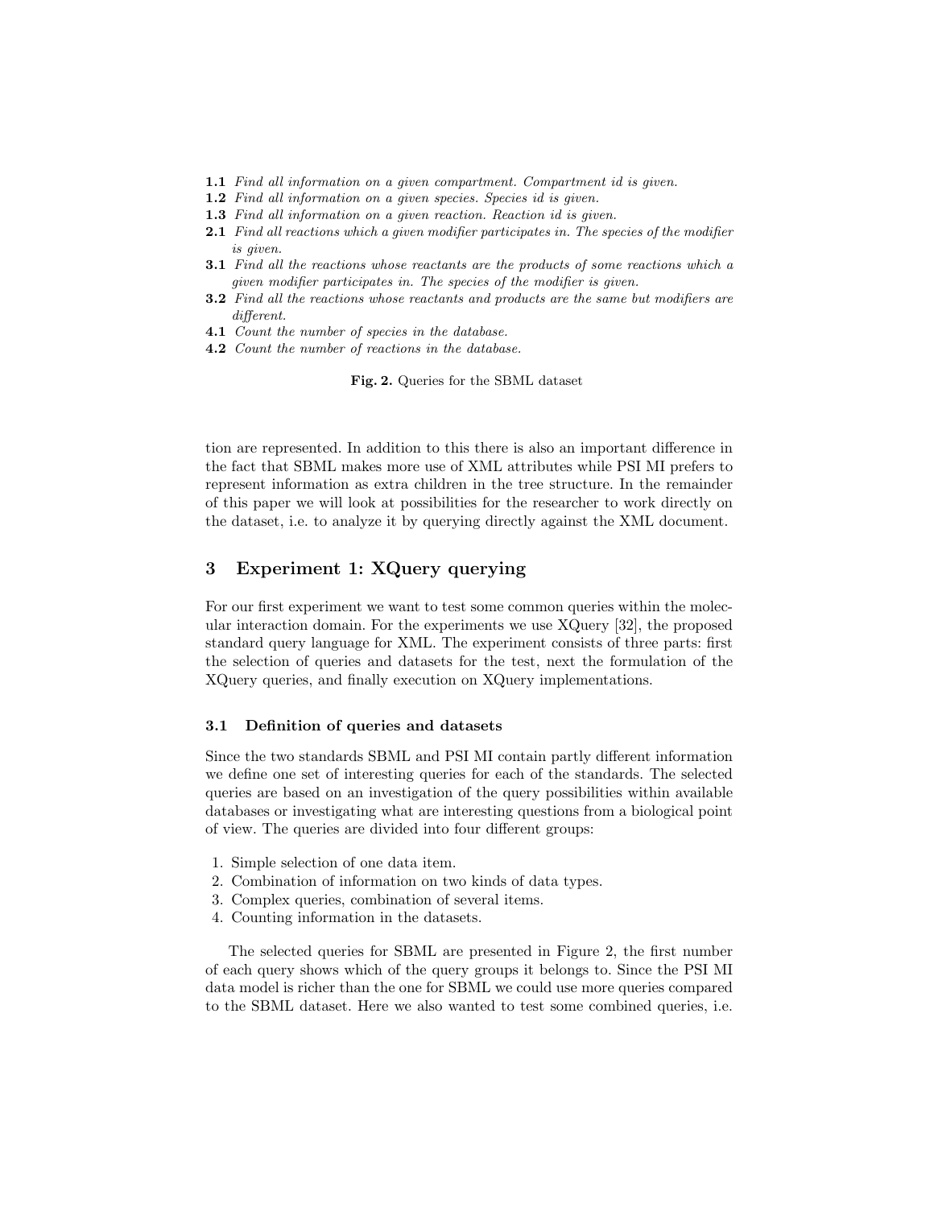**1.1** *Find all information on a given compartment. Compartment id is given.*
**1.2** *Find all information on a given species. Species id is given.*
**1.3** *Find all information on a given reaction. Reaction id is given.*
**2.1** *Find all reactions which a given modifier participates in. The species of the modifier is given.*
**3.1** *Find all the reactions whose reactants are the products of some reactions which a given modifier participates in. The species of the modifier is given.*
**3.2** *Find all the reactions whose reactants and products are the same but modifiers are different.*
**4.1** *Count the number of species in the database.*
**4.2** *Count the number of reactions in the database.*

**Fig. 2.** Queries for the SBML dataset

tion are represented. In addition to this there is also an important difference in the fact that SBML makes more use of XML attributes while PSI MI prefers to represent information as extra children in the tree structure. In the remainder of this paper we will look at possibilities for the researcher to work directly on the dataset, i.e. to analyze it by querying directly against the XML document.

## 3 Experiment 1: XQuery querying

For our first experiment we want to test some common queries within the molecular interaction domain. For the experiments we use XQuery [32], the proposed standard query language for XML. The experiment consists of three parts: first the selection of queries and datasets for the test, next the formulation of the XQuery queries, and finally execution on XQuery implementations.

### 3.1 Definition of queries and datasets

Since the two standards SBML and PSI MI contain partly different information we define one set of interesting queries for each of the standards. The selected queries are based on an investigation of the query possibilities within available databases or investigating what are interesting questions from a biological point of view. The queries are divided into four different groups:

1. Simple selection of one data item.
2. Combination of information on two kinds of data types.
3. Complex queries, combination of several items.
4. Counting information in the datasets.

The selected queries for SBML are presented in Figure 2, the first number of each query shows which of the query groups it belongs to. Since the PSI MI data model is richer than the one for SBML we could use more queries compared to the SBML dataset. Here we also wanted to test some combined queries, i.e.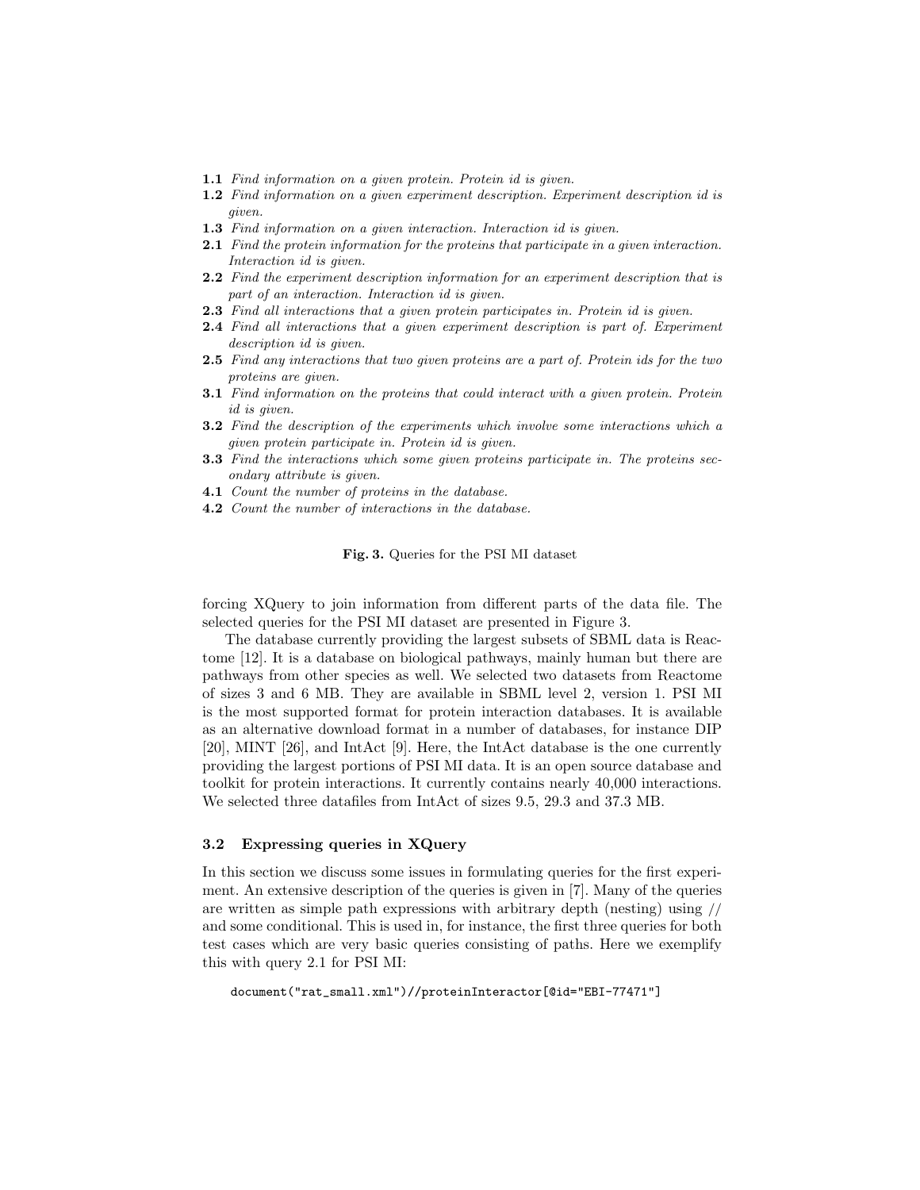**1.1** *Find information on a given protein. Protein id is given.*  
**1.2** *Find information on a given experiment description. Experiment description id is given.*  
**1.3** *Find information on a given interaction. Interaction id is given.*  
**2.1** *Find the protein information for the proteins that participate in a given interaction. Interaction id is given.*  
**2.2** *Find the experiment description information for an experiment description that is part of an interaction. Interaction id is given.*  
**2.3** *Find all interactions that a given protein participates in. Protein id is given.*  
**2.4** *Find all interactions that a given experiment description is part of. Experiment description id is given.*  
**2.5** *Find any interactions that two given proteins are a part of. Protein ids for the two proteins are given.*  
**3.1** *Find information on the proteins that could interact with a given protein. Protein id is given.*  
**3.2** *Find the description of the experiments which involve some interactions which a given protein participate in. Protein id is given.*  
**3.3** *Find the interactions which some given proteins participate in. The proteins secondary attribute is given.*  
**4.1** *Count the number of proteins in the database.*  
**4.2** *Count the number of interactions in the database.*

**Fig. 3.** Queries for the PSI MI dataset

forcing XQuery to join information from different parts of the data file. The selected queries for the PSI MI dataset are presented in Figure 3.

The database currently providing the largest subsets of SBML data is Reactome [12]. It is a database on biological pathways, mainly human but there are pathways from other species as well. We selected two datasets from Reactome of sizes 3 and 6 MB. They are available in SBML level 2, version 1. PSI MI is the most supported format for protein interaction databases. It is available as an alternative download format in a number of databases, for instance DIP [20], MINT [26], and IntAct [9]. Here, the IntAct database is the one currently providing the largest portions of PSI MI data. It is an open source database and toolkit for protein interactions. It currently contains nearly 40,000 interactions. We selected three datafiles from IntAct of sizes 9.5, 29.3 and 37.3 MB.

### 3.2 Expressing queries in XQuery

In this section we discuss some issues in formulating queries for the first experiment. An extensive description of the queries is given in [7]. Many of the queries are written as simple path expressions with arbitrary depth (nesting) using // and some conditional. This is used in, for instance, the first three queries for both test cases which are very basic queries consisting of paths. Here we exemplify this with query 2.1 for PSI MI:

```
document("rat_small.xml")//proteinInteractor[@id="EBI-77471"]
```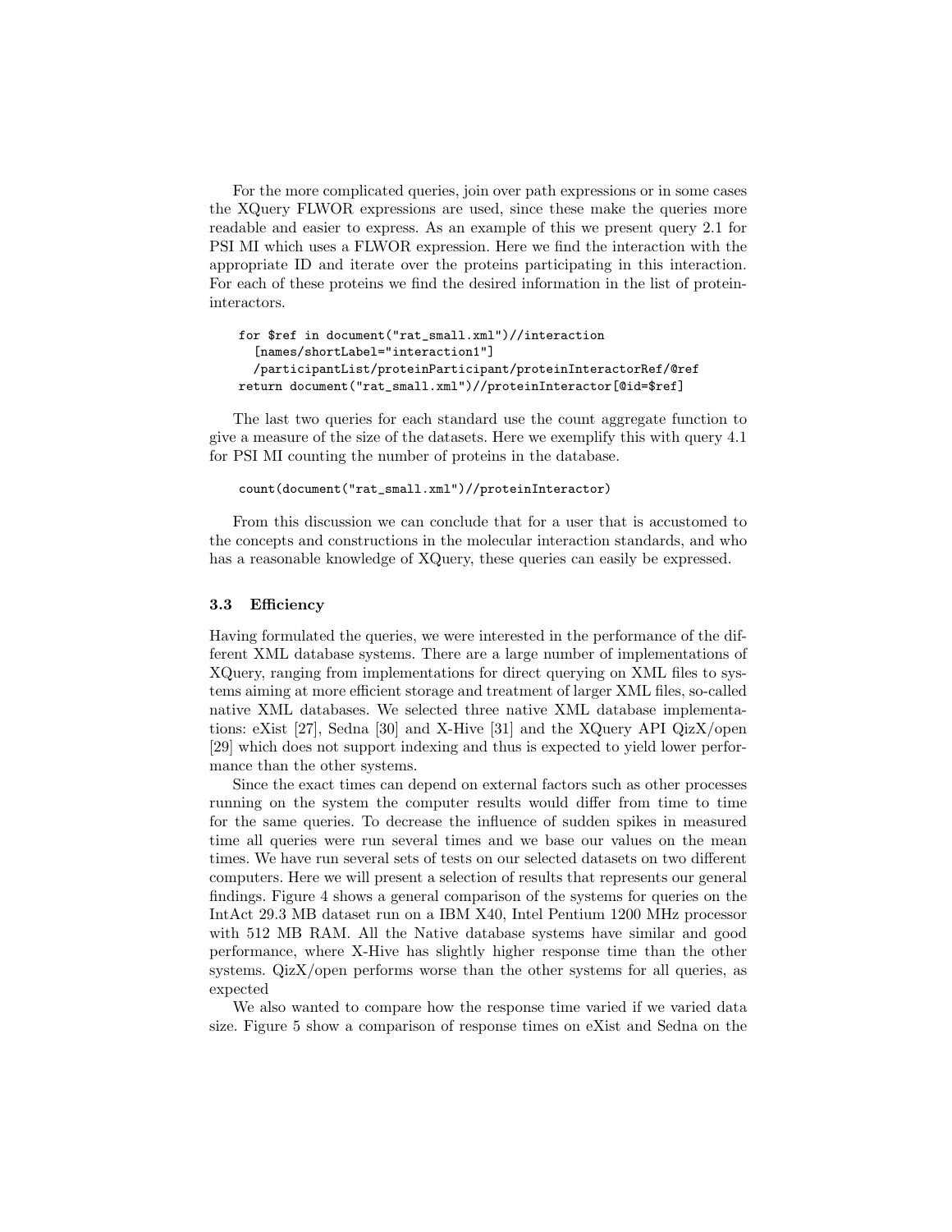For the more complicated queries, join over path expressions or in some cases the XQuery FLWOR expressions are used, since these make the queries more readable and easier to express. As an example of this we present query 2.1 for PSI MI which uses a FLWOR expression. Here we find the interaction with the appropriate ID and iterate over the proteins participating in this interaction. For each of these proteins we find the desired information in the list of protein-interactors.

```
for $ref in document("rat_small.xml")//interaction
  [names/shortLabel="interaction1"]
  /participantList/proteinParticipant/proteinInteractorRef/@ref
return document("rat_small.xml")//proteinInteractor[@id=$ref]
```

The last two queries for each standard use the count aggregate function to give a measure of the size of the datasets. Here we exemplify this with query 4.1 for PSI MI counting the number of proteins in the database.

```
count(document("rat_small.xml")//proteinInteractor)
```

From this discussion we can conclude that for a user that is accustomed to the concepts and constructions in the molecular interaction standards, and who has a reasonable knowledge of XQuery, these queries can easily be expressed.

### 3.3 Efficiency

Having formulated the queries, we were interested in the performance of the different XML database systems. There are a large number of implementations of XQuery, ranging from implementations for direct querying on XML files to systems aiming at more efficient storage and treatment of larger XML files, so-called native XML databases. We selected three native XML database implementations: eXist [27], Sedna [30] and X-Hive [31] and the XQuery API QizX/open [29] which does not support indexing and thus is expected to yield lower performance than the other systems.

Since the exact times can depend on external factors such as other processes running on the system the computer results would differ from time to time for the same queries. To decrease the influence of sudden spikes in measured time all queries were run several times and we base our values on the mean times. We have run several sets of tests on our selected datasets on two different computers. Here we will present a selection of results that represents our general findings. Figure 4 shows a general comparison of the systems for queries on the IntAct 29.3 MB dataset run on a IBM X40, Intel Pentium 1200 MHz processor with 512 MB RAM. All the Native database systems have similar and good performance, where X-Hive has slightly higher response time than the other systems. QizX/open performs worse than the other systems for all queries, as expected

We also wanted to compare how the response time varied if we varied data size. Figure 5 show a comparison of response times on eXist and Sedna on the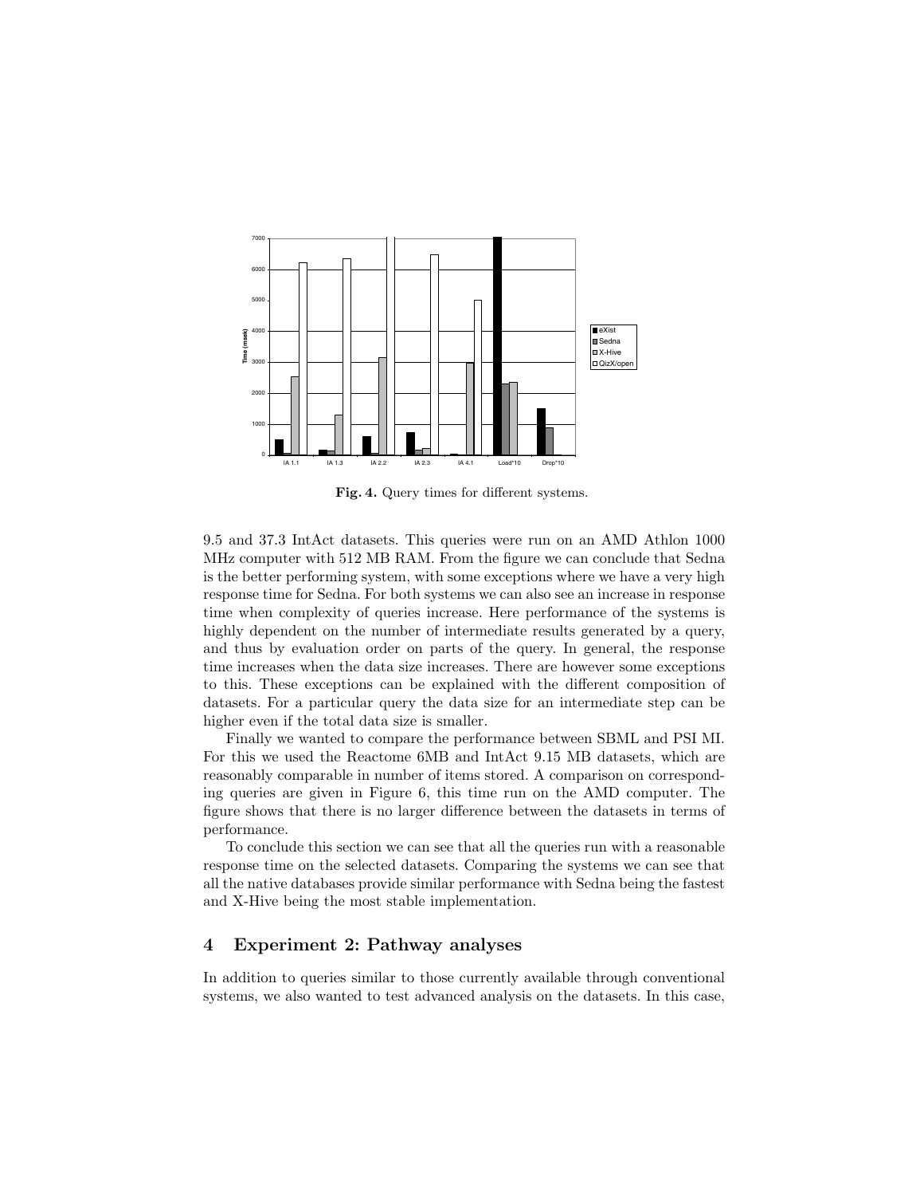**Fig. 4.** Query times for different systems.

9.5 and 37.3 IntAct datasets. This queries were run on an AMD Athlon 1000 MHz computer with 512 MB RAM. From the figure we can conclude that Sedna is the better performing system, with some exceptions where we have a very high response time for Sedna. For both systems we can also see an increase in response time when complexity of queries increase. Here performance of the systems is highly dependent on the number of intermediate results generated by a query, and thus by evaluation order on parts of the query. In general, the response time increases when the data size increases. There are however some exceptions to this. These exceptions can be explained with the different composition of datasets. For a particular query the data size for an intermediate step can be higher even if the total data size is smaller.

Finally we wanted to compare the performance between SBML and PSI MI. For this we used the Reactome 6MB and IntAct 9.15 MB datasets, which are reasonably comparable in number of items stored. A comparison on corresponding queries are given in Figure 6, this time run on the AMD computer. The figure shows that there is no larger difference between the datasets in terms of performance.

To conclude this section we can see that all the queries run with a reasonable response time on the selected datasets. Comparing the systems we can see that all the native databases provide similar performance with Sedna being the fastest and X-Hive being the most stable implementation.

## 4 Experiment 2: Pathway analyses

In addition to queries similar to those currently available through conventional systems, we also wanted to test advanced analysis on the datasets. In this case,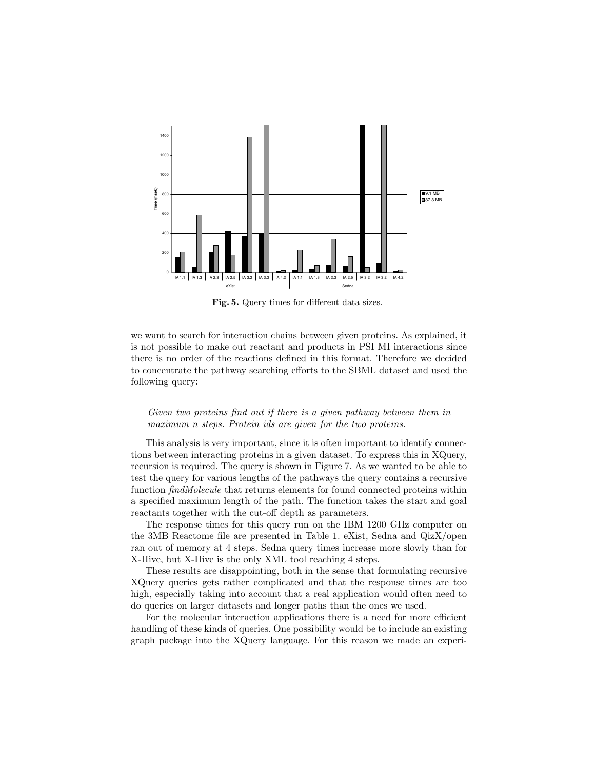**Fig. 5.** Query times for different data sizes.

we want to search for interaction chains between given proteins. As explained, it is not possible to make out reactant and products in PSI MI interactions since there is no order of the reactions defined in this format. Therefore we decided to concentrate the pathway searching efforts to the SBML dataset and used the following query:

> *Given two proteins find out if there is a given pathway between them in maximum n steps. Protein ids are given for the two proteins.*

This analysis is very important, since it is often important to identify connections between interacting proteins in a given dataset. To express this in XQuery, recursion is required. The query is shown in Figure 7. As we wanted to be able to test the query for various lengths of the pathways the query contains a recursive function *findMolecule* that returns elements for found connected proteins within a specified maximum length of the path. The function takes the start and goal reactants together with the cut-off depth as parameters.

The response times for this query run on the IBM 1200 GHz computer on the 3MB Reactome file are presented in Table 1. eXist, Sedna and QizX/open ran out of memory at 4 steps. Sedna query times increase more slowly than for X-Hive, but X-Hive is the only XML tool reaching 4 steps.

These results are disappointing, both in the sense that formulating recursive XQuery queries gets rather complicated and that the response times are too high, especially taking into account that a real application would often need to do queries on larger datasets and longer paths than the ones we used.

For the molecular interaction applications there is a need for more efficient handling of these kinds of queries. One possibility would be to include an existing graph package into the XQuery language. For this reason we made an experi-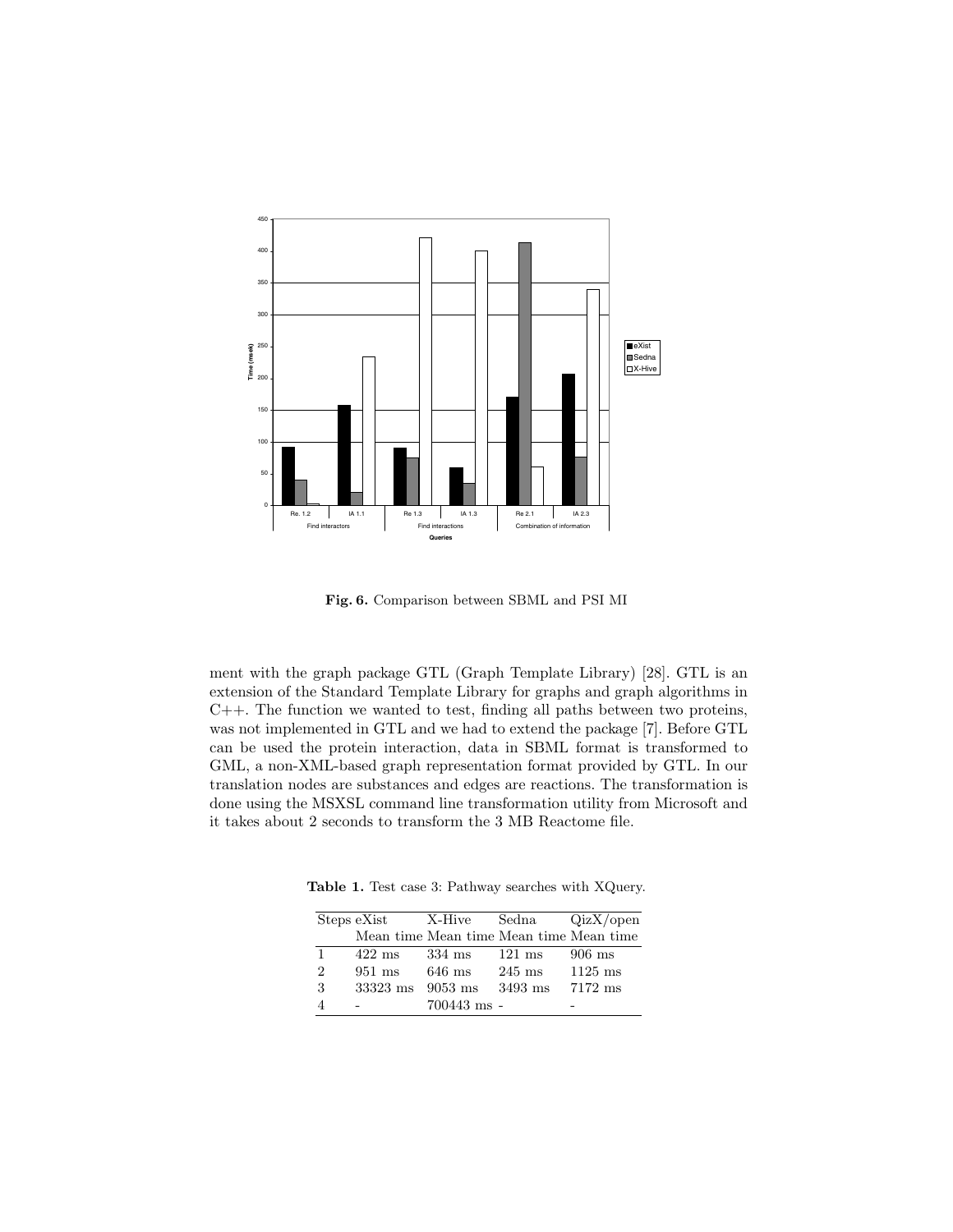**Fig. 6.** Comparison between SBML and PSI MI

ment with the graph package GTL (Graph Template Library) [28]. GTL is an extension of the Standard Template Library for graphs and graph algorithms in C++. The function we wanted to test, finding all paths between two proteins, was not implemented in GTL and we had to extend the package [7]. Before GTL can be used the protein interaction, data in SBML format is transformed to GML, a non-XML-based graph representation format provided by GTL. In our translation nodes are substances and edges are reactions. The transformation is done using the MSXSL command line transformation utility from Microsoft and it takes about 2 seconds to transform the 3 MB Reactome file.

**Table 1.** Test case 3: Pathway searches with XQuery.

| Steps | eXist | X-Hive | Sedna | QizX/open |
|---|---|---|---|---|
| | Mean time | Mean time | Mean time | Mean time |
| 1 | 422 ms | 334 ms | 121 ms | 906 ms |
| 2 | 951 ms | 646 ms | 245 ms | 1125 ms |
| 3 | 33323 ms | 9053 ms | 3493 ms | 7172 ms |
| 4 | - | 700443 ms | - | - |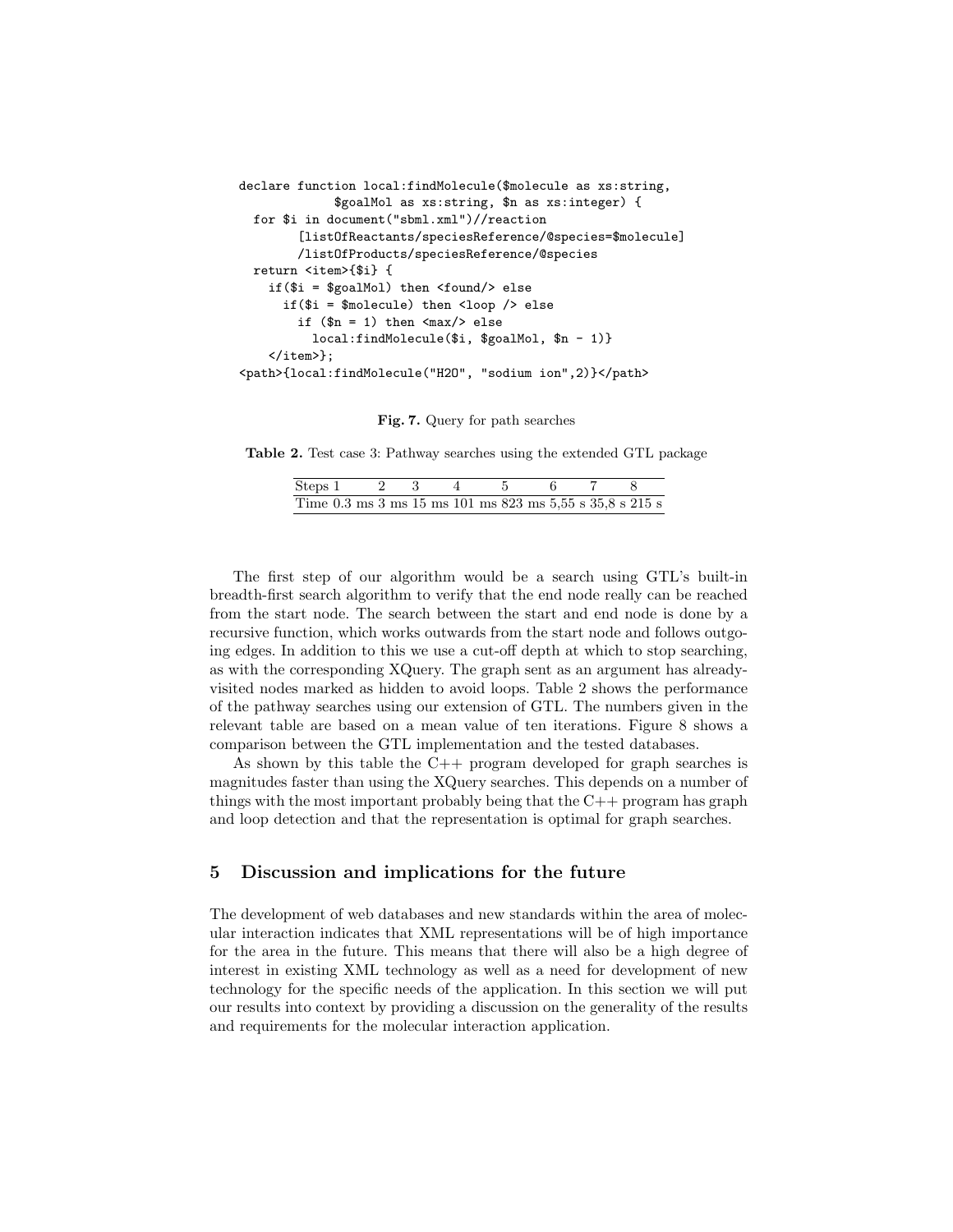```
declare function local:findMolecule($molecule as xs:string,
             $goalMol as xs:string, $n as xs:integer) {
  for $i in document("sbml.xml")//reaction
        [listOfReactants/speciesReference/@species=$molecule]
        /listOfProducts/speciesReference/@species
  return <item>{$i} {
    if($i = $goalMol) then <found/> else
      if($i = $molecule) then <loop /> else
        if ($n = 1) then <max/> else
          local:findMolecule($i, $goalMol, $n - 1)}
    </item>};
<path>{local:findMolecule("H2O", "sodium ion",2)}</path>
```

**Fig. 7.** Query for path searches

**Table 2.** Test case 3: Pathway searches using the extended GTL package

| Steps | 1 | 2 | 3 | 4 | 5 | 6 | 7 | 8 |
|---|---|---|---|---|---|---|---|---|
| Time | 0.3 ms | 3 ms | 15 ms | 101 ms | 823 ms | 5,55 s | 35,8 s | 215 s |

The first step of our algorithm would be a search using GTL's built-in breadth-first search algorithm to verify that the end node really can be reached from the start node. The search between the start and end node is done by a recursive function, which works outwards from the start node and follows outgoing edges. In addition to this we use a cut-off depth at which to stop searching, as with the corresponding XQuery. The graph sent as an argument has already-visited nodes marked as hidden to avoid loops. Table 2 shows the performance of the pathway searches using our extension of GTL. The numbers given in the relevant table are based on a mean value of ten iterations. Figure 8 shows a comparison between the GTL implementation and the tested databases.

As shown by this table the C++ program developed for graph searches is magnitudes faster than using the XQuery searches. This depends on a number of things with the most important probably being that the C++ program has graph and loop detection and that the representation is optimal for graph searches.

## 5 Discussion and implications for the future

The development of web databases and new standards within the area of molecular interaction indicates that XML representations will be of high importance for the area in the future. This means that there will also be a high degree of interest in existing XML technology as well as a need for development of new technology for the specific needs of the application. In this section we will put our results into context by providing a discussion on the generality of the results and requirements for the molecular interaction application.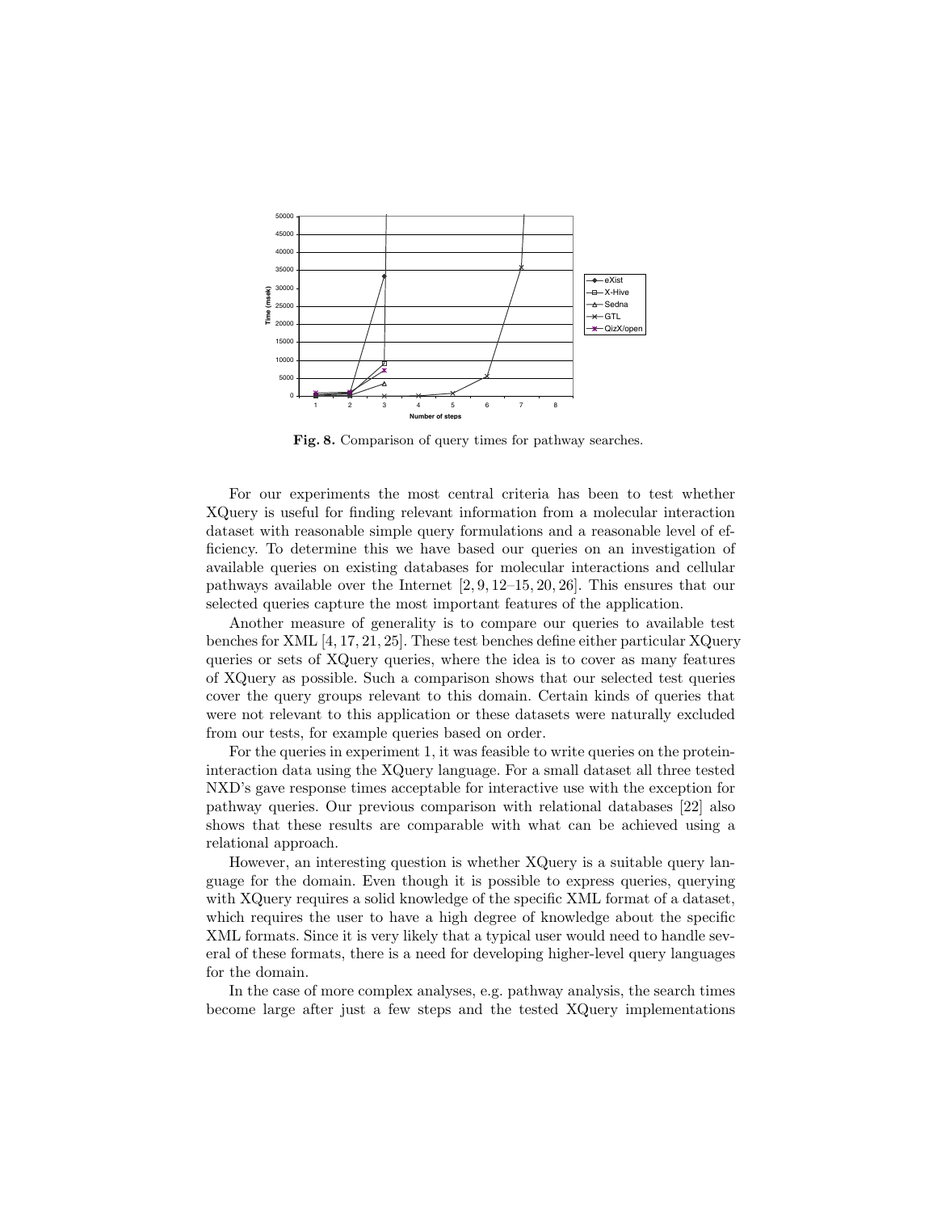**Fig. 8.** Comparison of query times for pathway searches.

For our experiments the most central criteria has been to test whether XQuery is useful for finding relevant information from a molecular interaction dataset with reasonable simple query formulations and a reasonable level of efficiency. To determine this we have based our queries on an investigation of available queries on existing databases for molecular interactions and cellular pathways available over the Internet [2, 9, 12–15, 20, 26]. This ensures that our selected queries capture the most important features of the application.

Another measure of generality is to compare our queries to available test benches for XML [4, 17, 21, 25]. These test benches define either particular XQuery queries or sets of XQuery queries, where the idea is to cover as many features of XQuery as possible. Such a comparison shows that our selected test queries cover the query groups relevant to this domain. Certain kinds of queries that were not relevant to this application or these datasets were naturally excluded from our tests, for example queries based on order.

For the queries in experiment 1, it was feasible to write queries on the protein-interaction data using the XQuery language. For a small dataset all three tested NXD's gave response times acceptable for interactive use with the exception for pathway queries. Our previous comparison with relational databases [22] also shows that these results are comparable with what can be achieved using a relational approach.

However, an interesting question is whether XQuery is a suitable query language for the domain. Even though it is possible to express queries, querying with XQuery requires a solid knowledge of the specific XML format of a dataset, which requires the user to have a high degree of knowledge about the specific XML formats. Since it is very likely that a typical user would need to handle several of these formats, there is a need for developing higher-level query languages for the domain.

In the case of more complex analyses, e.g. pathway analysis, the search times become large after just a few steps and the tested XQuery implementations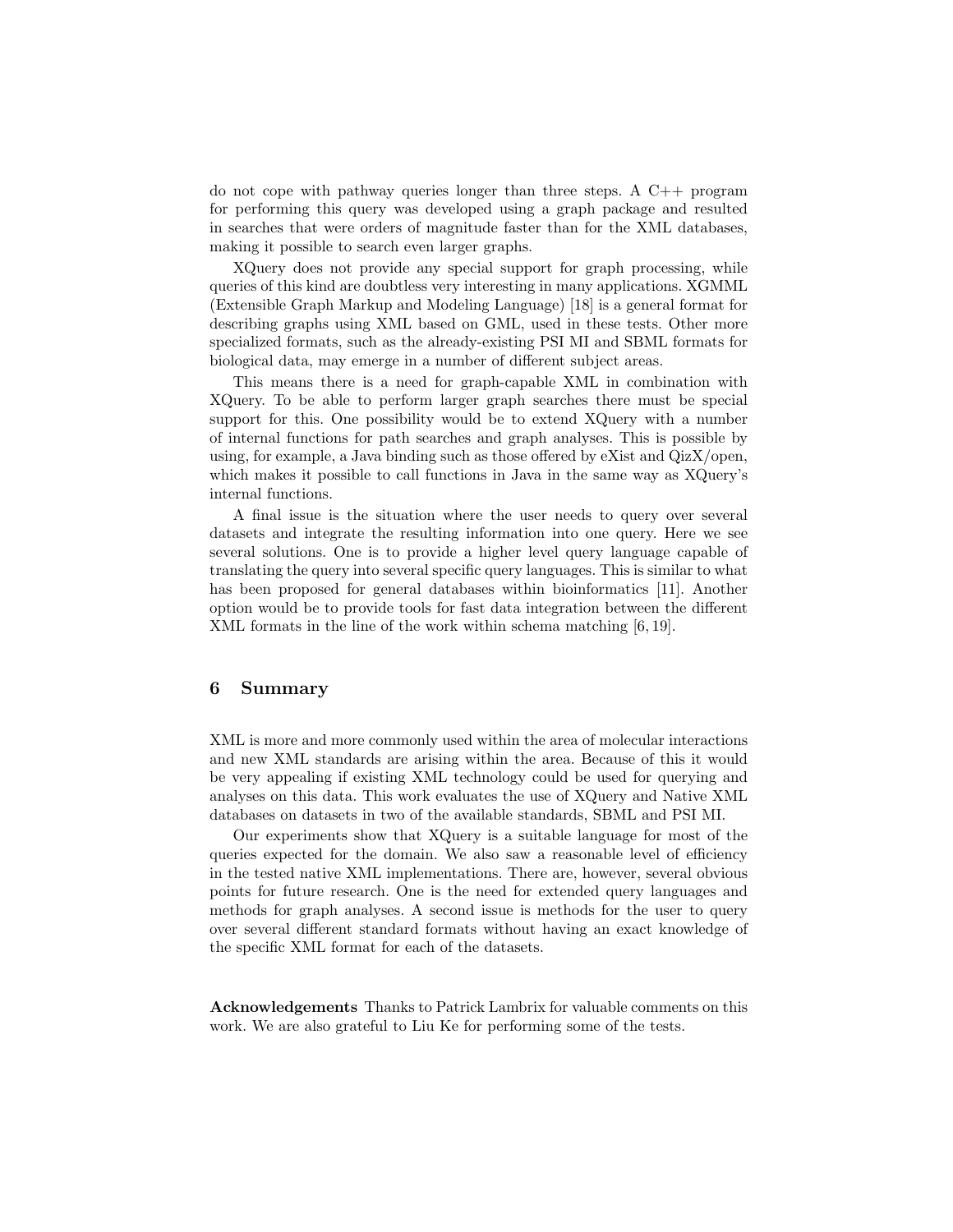do not cope with pathway queries longer than three steps. A C++ program for performing this query was developed using a graph package and resulted in searches that were orders of magnitude faster than for the XML databases, making it possible to search even larger graphs.

XQuery does not provide any special support for graph processing, while queries of this kind are doubtless very interesting in many applications. XGMML (Extensible Graph Markup and Modeling Language) [18] is a general format for describing graphs using XML based on GML, used in these tests. Other more specialized formats, such as the already-existing PSI MI and SBML formats for biological data, may emerge in a number of different subject areas.

This means there is a need for graph-capable XML in combination with XQuery. To be able to perform larger graph searches there must be special support for this. One possibility would be to extend XQuery with a number of internal functions for path searches and graph analyses. This is possible by using, for example, a Java binding such as those offered by eXist and QizX/open, which makes it possible to call functions in Java in the same way as XQuery's internal functions.

A final issue is the situation where the user needs to query over several datasets and integrate the resulting information into one query. Here we see several solutions. One is to provide a higher level query language capable of translating the query into several specific query languages. This is similar to what has been proposed for general databases within bioinformatics [11]. Another option would be to provide tools for fast data integration between the different XML formats in the line of the work within schema matching [6, 19].

## 6 Summary

XML is more and more commonly used within the area of molecular interactions and new XML standards are arising within the area. Because of this it would be very appealing if existing XML technology could be used for querying and analyses on this data. This work evaluates the use of XQuery and Native XML databases on datasets in two of the available standards, SBML and PSI MI.

Our experiments show that XQuery is a suitable language for most of the queries expected for the domain. We also saw a reasonable level of efficiency in the tested native XML implementations. There are, however, several obvious points for future research. One is the need for extended query languages and methods for graph analyses. A second issue is methods for the user to query over several different standard formats without having an exact knowledge of the specific XML format for each of the datasets.

**Acknowledgements** Thanks to Patrick Lambrix for valuable comments on this work. We are also grateful to Liu Ke for performing some of the tests.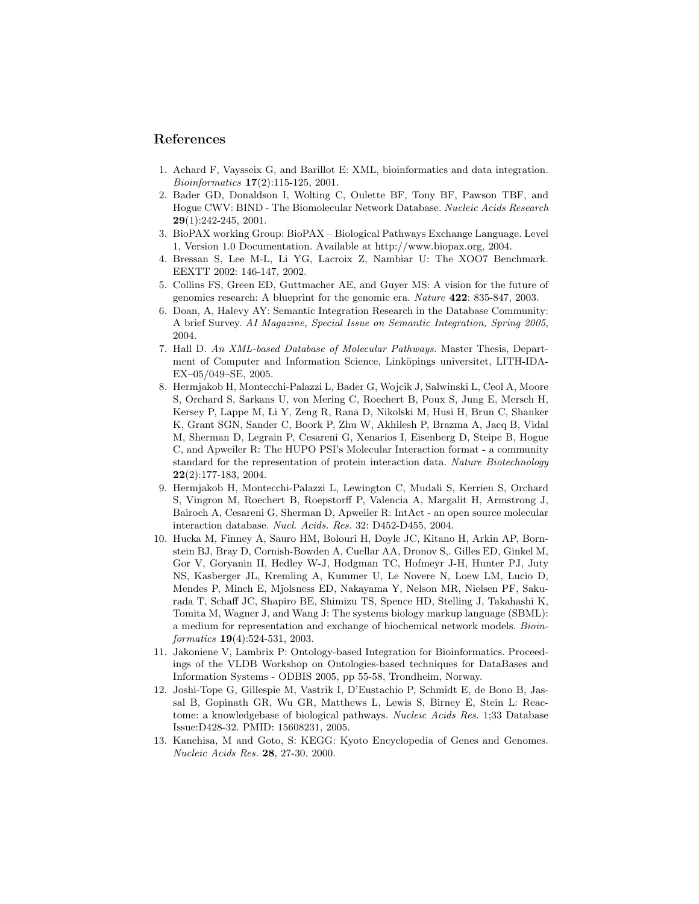## References

1. Achard F, Vaysseix G, and Barillot E: XML, bioinformatics and data integration. *Bioinformatics* **17**(2):115-125, 2001.
2. Bader GD, Donaldson I, Wolting C, Oulette BF, Tony BF, Pawson TBF, and Hogue CWV: BIND - The Biomolecular Network Database. *Nucleic Acids Research* **29**(1):242-245, 2001.
3. BioPAX working Group: BioPAX – Biological Pathways Exchange Language. Level 1, Version 1.0 Documentation. Available at http://www.biopax.org, 2004.
4. Bressan S, Lee M-L, Li YG, Lacroix Z, Nambiar U: The XOO7 Benchmark. EEXTT 2002: 146-147, 2002.
5. Collins FS, Green ED, Guttmacher AE, and Guyer MS: A vision for the future of genomics research: A blueprint for the genomic era. *Nature* **422**: 835-847, 2003.
6. Doan, A, Halevy AY: Semantic Integration Research in the Database Community: A brief Survey. *AI Magazine, Special Issue on Semantic Integration, Spring 2005*, 2004.
7. Hall D. *An XML-based Database of Molecular Pathways.* Master Thesis, Department of Computer and Information Science, Linköpings universitet, LITH-IDA-EX–05/049–SE, 2005.
8. Hermjakob H, Montecchi-Palazzi L, Bader G, Wojcik J, Salwinski L, Ceol A, Moore S, Orchard S, Sarkans U, von Mering C, Roechert B, Poux S, Jung E, Mersch H, Kersey P, Lappe M, Li Y, Zeng R, Rana D, Nikolski M, Husi H, Brun C, Shanker K, Grant SGN, Sander C, Boork P, Zhu W, Akhilesh P, Brazma A, Jacq B, Vidal M, Sherman D, Legrain P, Cesareni G, Xenarios I, Eisenberg D, Steipe B, Hogue C, and Apweiler R: The HUPO PSI's Molecular Interaction format - a community standard for the representation of protein interaction data. *Nature Biotechnology* **22**(2):177-183, 2004.
9. Hermjakob H, Montecchi-Palazzi L, Lewington C, Mudali S, Kerrien S, Orchard S, Vingron M, Roechert B, Roepstorff P, Valencia A, Margalit H, Armstrong J, Bairoch A, Cesareni G, Sherman D, Apweiler R: IntAct - an open source molecular interaction database. *Nucl. Acids. Res.* 32: D452-D455, 2004.
10. Hucka M, Finney A, Sauro HM, Bolouri H, Doyle JC, Kitano H, Arkin AP, Bornstein BJ, Bray D, Cornish-Bowden A, Cuellar AA, Dronov S,. Gilles ED, Ginkel M, Gor V, Goryanin II, Hedley W-J, Hodgman TC, Hofmeyr J-H, Hunter PJ, Juty NS, Kasberger JL, Kremling A, Kummer U, Le Novere N, Loew LM, Lucio D, Mendes P, Minch E, Mjolsness ED, Nakayama Y, Nelson MR, Nielsen PF, Sakurada T, Schaff JC, Shapiro BE, Shimizu TS, Spence HD, Stelling J, Takahashi K, Tomita M, Wagner J, and Wang J: The systems biology markup language (SBML): a medium for representation and exchange of biochemical network models. *Bioinformatics* **19**(4):524-531, 2003.
11. Jakoniene V, Lambrix P: Ontology-based Integration for Bioinformatics. Proceedings of the VLDB Workshop on Ontologies-based techniques for DataBases and Information Systems - ODBIS 2005, pp 55-58, Trondheim, Norway.
12. Joshi-Tope G, Gillespie M, Vastrik I, D'Eustachio P, Schmidt E, de Bono B, Jassal B, Gopinath GR, Wu GR, Matthews L, Lewis S, Birney E, Stein L: Reactome: a knowledgebase of biological pathways. *Nucleic Acids Res.* 1;33 Database Issue:D428-32. PMID: 15608231, 2005.
13. Kanehisa, M and Goto, S: KEGG: Kyoto Encyclopedia of Genes and Genomes. *Nucleic Acids Res.* **28**, 27-30, 2000.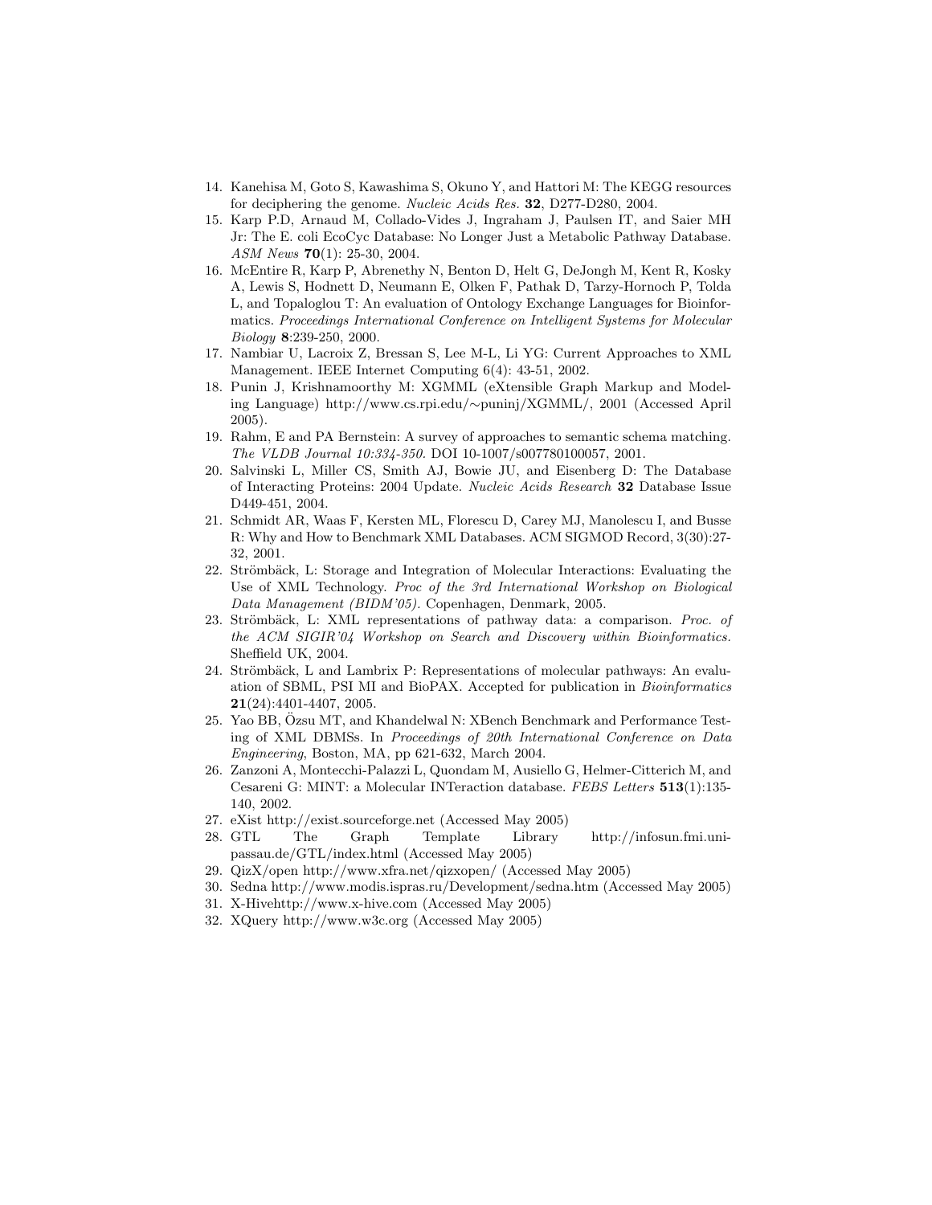14. Kanehisa M, Goto S, Kawashima S, Okuno Y, and Hattori M: The KEGG resources for deciphering the genome. *Nucleic Acids Res.* **32**, D277-D280, 2004.
15. Karp P.D, Arnaud M, Collado-Vides J, Ingraham J, Paulsen IT, and Saier MH Jr: The E. coli EcoCyc Database: No Longer Just a Metabolic Pathway Database. *ASM News* **70**(1): 25-30, 2004.
16. McEntire R, Karp P, Abrenethy N, Benton D, Helt G, DeJongh M, Kent R, Kosky A, Lewis S, Hodnett D, Neumann E, Olken F, Pathak D, Tarzy-Hornoch P, Tolda L, and Topaloglou T: An evaluation of Ontology Exchange Languages for Bioinformatics. *Proceedings International Conference on Intelligent Systems for Molecular Biology* **8**:239-250, 2000.
17. Nambiar U, Lacroix Z, Bressan S, Lee M-L, Li YG: Current Approaches to XML Management. IEEE Internet Computing 6(4): 43-51, 2002.
18. Punin J, Krishnamoorthy M: XGMML (eXtensible Graph Markup and Modeling Language) http://www.cs.rpi.edu/∼puninj/XGMML/, 2001 (Accessed April 2005).
19. Rahm, E and PA Bernstein: A survey of approaches to semantic schema matching. *The VLDB Journal 10:334-350.* DOI 10-1007/s007780100057, 2001.
20. Salvinski L, Miller CS, Smith AJ, Bowie JU, and Eisenberg D: The Database of Interacting Proteins: 2004 Update. *Nucleic Acids Research* **32** Database Issue D449-451, 2004.
21. Schmidt AR, Waas F, Kersten ML, Florescu D, Carey MJ, Manolescu I, and Busse R: Why and How to Benchmark XML Databases. ACM SIGMOD Record, 3(30):27-32, 2001.
22. Strömbäck, L: Storage and Integration of Molecular Interactions: Evaluating the Use of XML Technology. *Proc of the 3rd International Workshop on Biological Data Management (BIDM'05)*. Copenhagen, Denmark, 2005.
23. Strömbäck, L: XML representations of pathway data: a comparison. *Proc. of the ACM SIGIR'04 Workshop on Search and Discovery within Bioinformatics.* Sheffield UK, 2004.
24. Strömbäck, L and Lambrix P: Representations of molecular pathways: An evaluation of SBML, PSI MI and BioPAX. Accepted for publication in *Bioinformatics* **21**(24):4401-4407, 2005.
25. Yao BB, Özsu MT, and Khandelwal N: XBench Benchmark and Performance Testing of XML DBMSs. In *Proceedings of 20th International Conference on Data Engineering*, Boston, MA, pp 621-632, March 2004.
26. Zanzoni A, Montecchi-Palazzi L, Quondam M, Ausiello G, Helmer-Citterich M, and Cesareni G: MINT: a Molecular INTeraction database. *FEBS Letters* **513**(1):135-140, 2002.
27. eXist http://exist.sourceforge.net (Accessed May 2005)
28. GTL The Graph Template Library http://infosun.fmi.uni-passau.de/GTL/index.html (Accessed May 2005)
29. QizX/open http://www.xfra.net/qizxopen/ (Accessed May 2005)
30. Sedna http://www.modis.ispras.ru/Development/sedna.htm (Accessed May 2005)
31. X-Hivehttp://www.x-hive.com (Accessed May 2005)
32. XQuery http://www.w3c.org (Accessed May 2005)